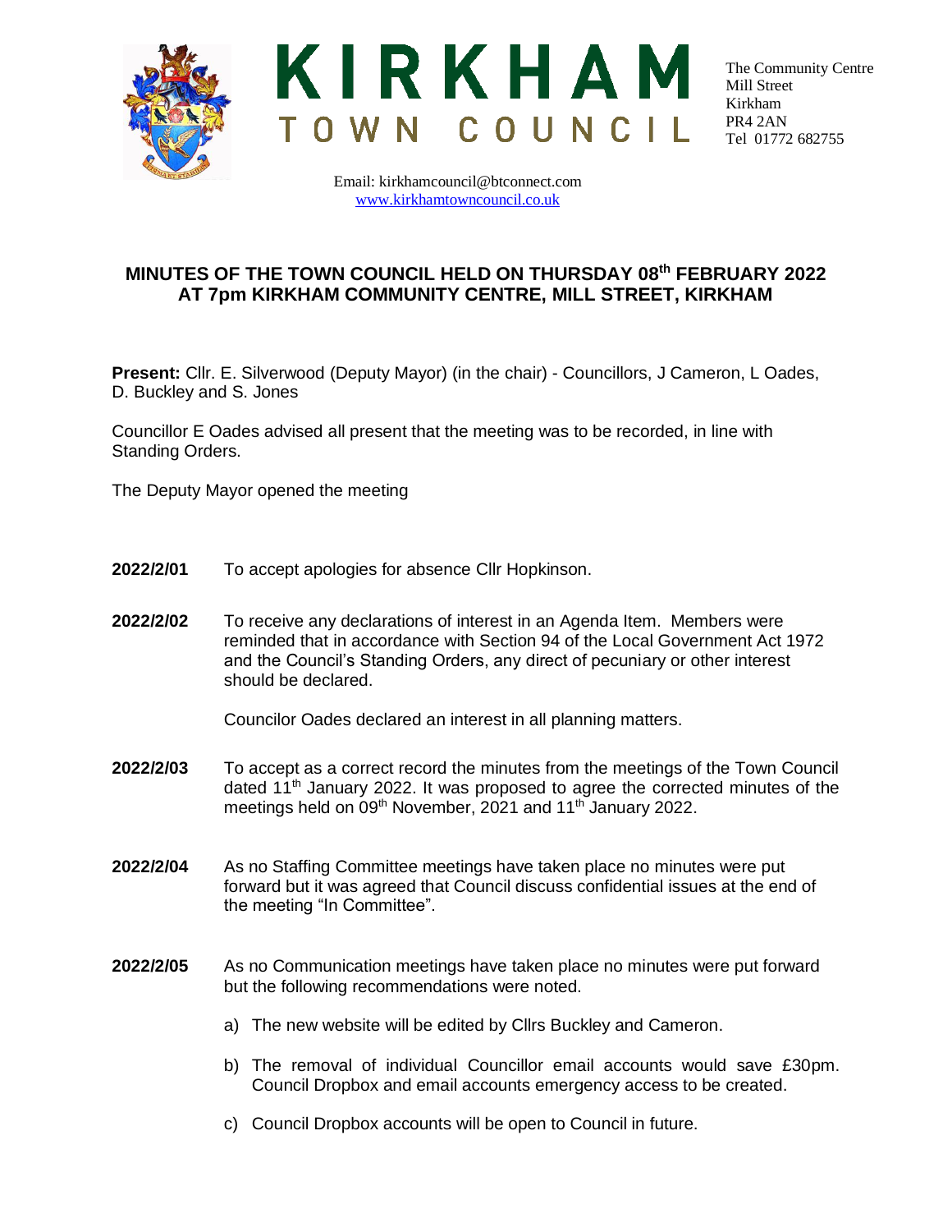# KIRKHAM TOWN COUNCIL

The Community Centre
Mill Street
Kirkham
PR4 2AN
Tel 01772 682755

Email: kirkhamcouncil@btconnect.com
www.kirkhamtowncouncil.co.uk

## MINUTES OF THE TOWN COUNCIL HELD ON THURSDAY 08th FEBRUARY 2022 AT 7pm KIRKHAM COMMUNITY CENTRE, MILL STREET, KIRKHAM

**Present:** Cllr. E. Silverwood (Deputy Mayor) (in the chair) - Councillors, J Cameron, L Oades, D. Buckley and S. Jones

Councillor E Oades advised all present that the meeting was to be recorded, in line with Standing Orders.

The Deputy Mayor opened the meeting

**2022/2/01** To accept apologies for absence Cllr Hopkinson.

**2022/2/02** To receive any declarations of interest in an Agenda Item. Members were reminded that in accordance with Section 94 of the Local Government Act 1972 and the Council's Standing Orders, any direct of pecuniary or other interest should be declared.

Councilor Oades declared an interest in all planning matters.

**2022/2/03** To accept as a correct record the minutes from the meetings of the Town Council dated 11th January 2022. It was proposed to agree the corrected minutes of the meetings held on 09th November, 2021 and 11th January 2022.

**2022/2/04** As no Staffing Committee meetings have taken place no minutes were put forward but it was agreed that Council discuss confidential issues at the end of the meeting "In Committee".

**2022/2/05** As no Communication meetings have taken place no minutes were put forward but the following recommendations were noted.

a) The new website will be edited by Cllrs Buckley and Cameron.

b) The removal of individual Councillor email accounts would save £30pm. Council Dropbox and email accounts emergency access to be created.

c) Council Dropbox accounts will be open to Council in future.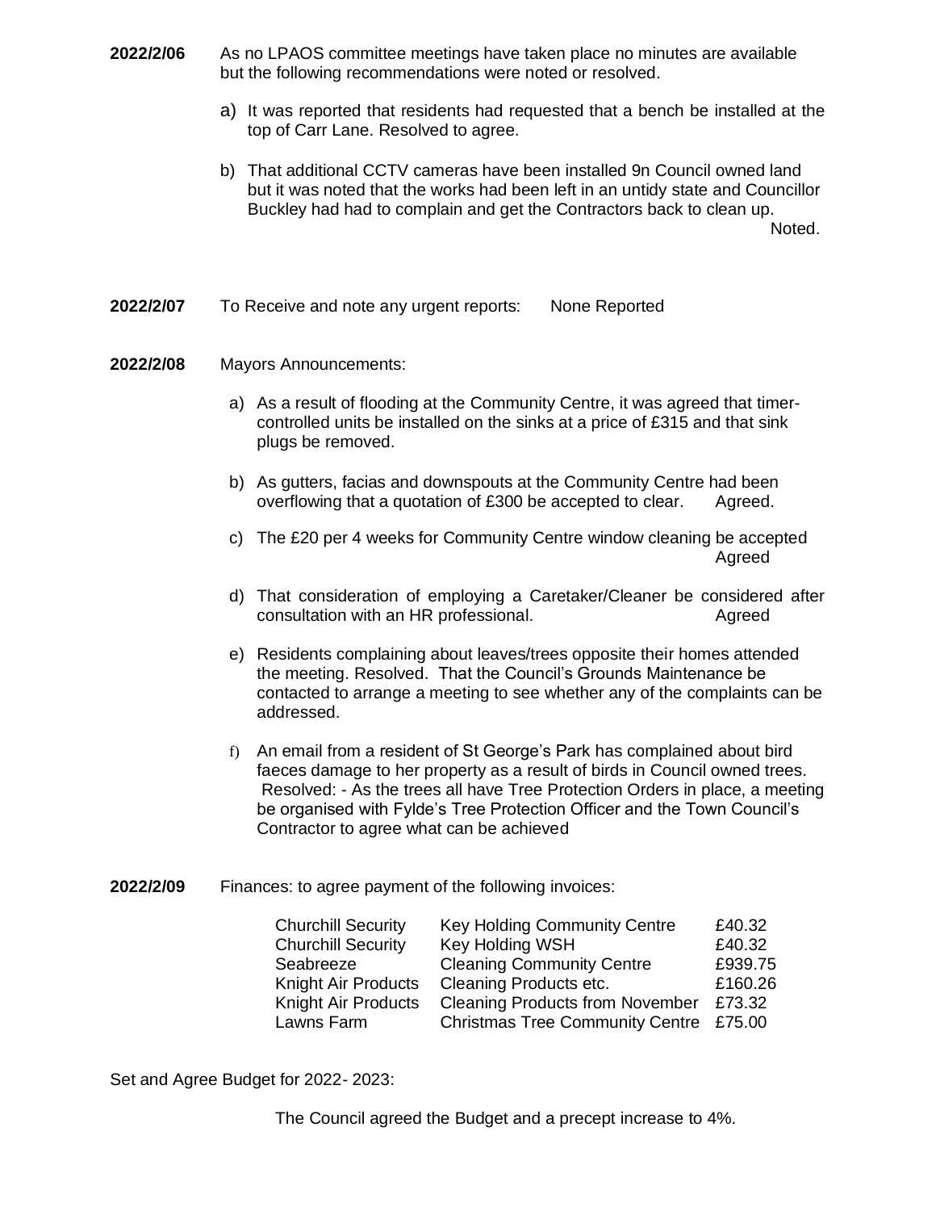**2022/2/06** As no LPAOS committee meetings have taken place no minutes are available but the following recommendations were noted or resolved.

a) It was reported that residents had requested that a bench be installed at the top of Carr Lane. Resolved to agree.

b) That additional CCTV cameras have been installed 9n Council owned land but it was noted that the works had been left in an untidy state and Councillor Buckley had had to complain and get the Contractors back to clean up. Noted.

**2022/2/07** To Receive and note any urgent reports: None Reported

**2022/2/08** Mayors Announcements:

a) As a result of flooding at the Community Centre, it was agreed that timer-controlled units be installed on the sinks at a price of £315 and that sink plugs be removed.

b) As gutters, facias and downspouts at the Community Centre had been overflowing that a quotation of £300 be accepted to clear. Agreed.

c) The £20 per 4 weeks for Community Centre window cleaning be accepted Agreed

d) That consideration of employing a Caretaker/Cleaner be considered after consultation with an HR professional. Agreed

e) Residents complaining about leaves/trees opposite their homes attended the meeting. Resolved. That the Council's Grounds Maintenance be contacted to arrange a meeting to see whether any of the complaints can be addressed.

f) An email from a resident of St George's Park has complained about bird faeces damage to her property as a result of birds in Council owned trees. Resolved: - As the trees all have Tree Protection Orders in place, a meeting be organised with Fylde's Tree Protection Officer and the Town Council's Contractor to agree what can be achieved

**2022/2/09** Finances: to agree payment of the following invoices:

| | | |
|---|---|---|
| Churchill Security | Key Holding Community Centre | £40.32 |
| Churchill Security | Key Holding WSH | £40.32 |
| Seabreeze | Cleaning Community Centre | £939.75 |
| Knight Air Products | Cleaning Products etc. | £160.26 |
| Knight Air Products | Cleaning Products from November | £73.32 |
| Lawns Farm | Christmas Tree Community Centre | £75.00 |

Set and Agree Budget for 2022- 2023:

The Council agreed the Budget and a precept increase to 4%.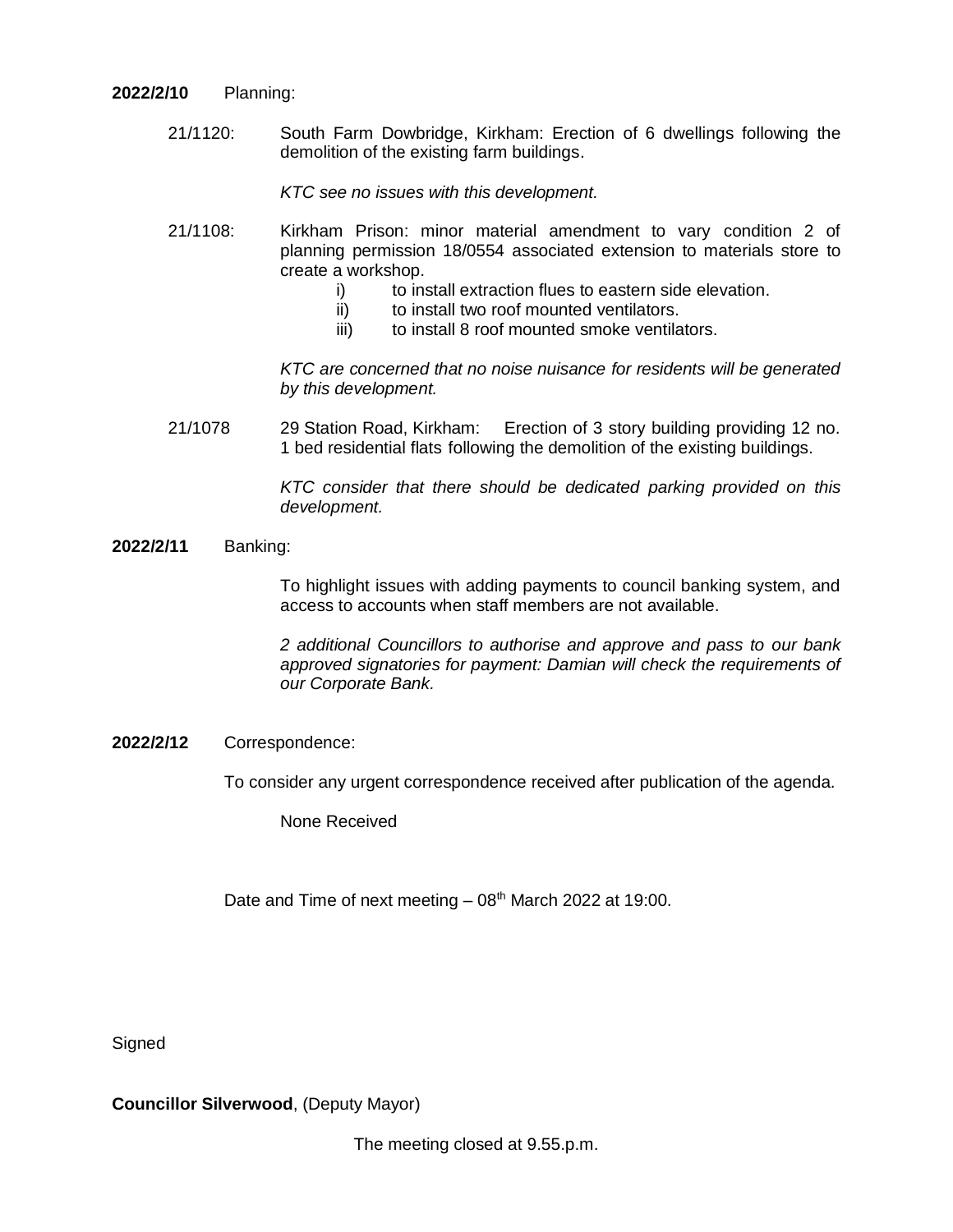**2022/2/10** Planning:

21/1120: South Farm Dowbridge, Kirkham: Erection of 6 dwellings following the demolition of the existing farm buildings.

*KTC see no issues with this development.*

21/1108: Kirkham Prison: minor material amendment to vary condition 2 of planning permission 18/0554 associated extension to materials store to create a workshop.

i) to install extraction flues to eastern side elevation.
ii) to install two roof mounted ventilators.
iii) to install 8 roof mounted smoke ventilators.

*KTC are concerned that no noise nuisance for residents will be generated by this development.*

21/1078 29 Station Road, Kirkham: Erection of 3 story building providing 12 no. 1 bed residential flats following the demolition of the existing buildings.

*KTC consider that there should be dedicated parking provided on this development.*

**2022/2/11** Banking:

To highlight issues with adding payments to council banking system, and access to accounts when staff members are not available.

*2 additional Councillors to authorise and approve and pass to our bank approved signatories for payment: Damian will check the requirements of our Corporate Bank.*

**2022/2/12** Correspondence:

To consider any urgent correspondence received after publication of the agenda.

None Received

Date and Time of next meeting – 08th March 2022 at 19:00.

Signed

**Councillor Silverwood**, (Deputy Mayor)

The meeting closed at 9.55.p.m.